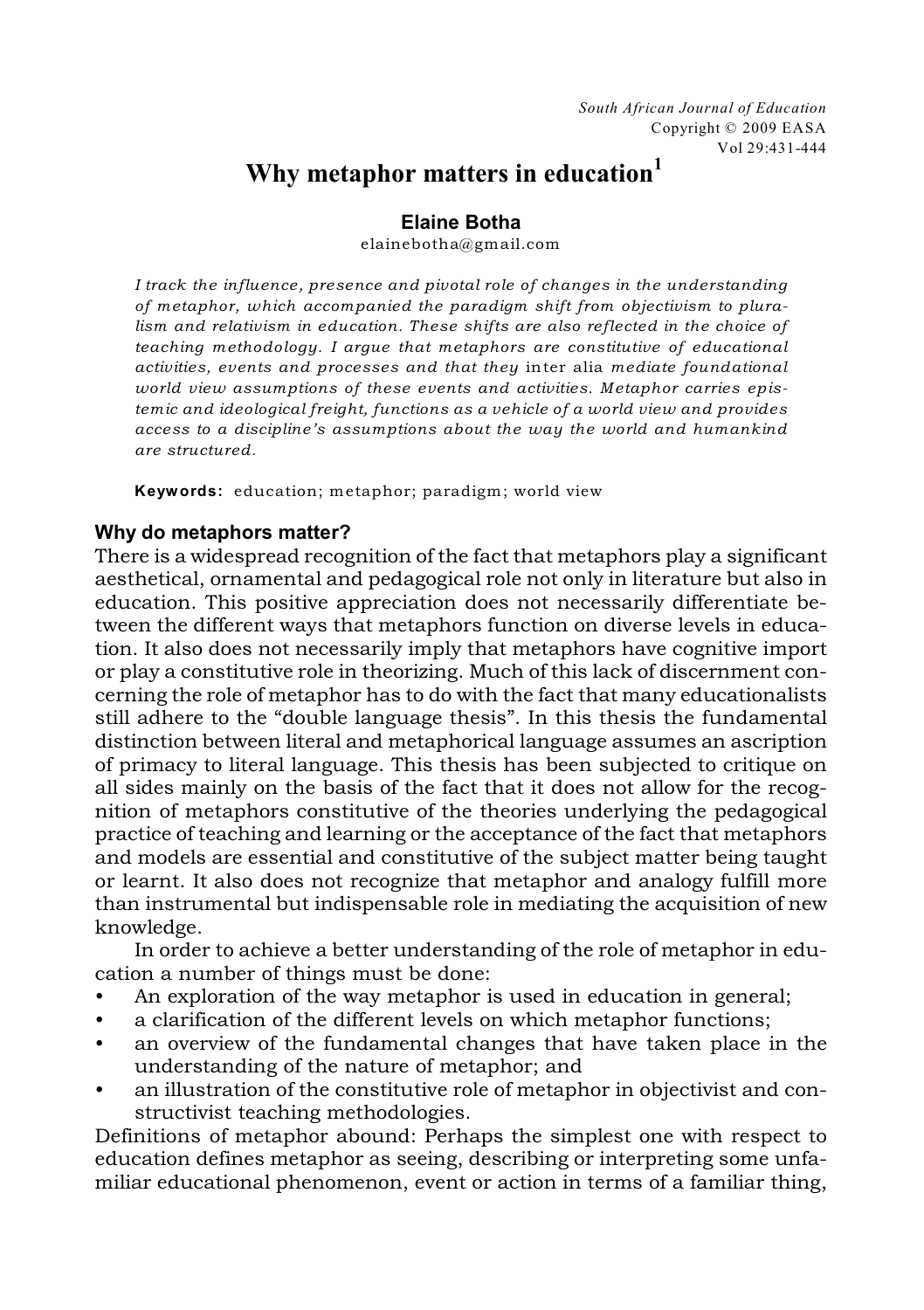# Why metaphor matters in education[1]

**Elaine Botha**
elainebotha@gmail.com

*I track the influence, presence and pivotal role of changes in the understanding of metaphor, which accompanied the paradigm shift from objectivism to pluralism and relativism in education. These shifts are also reflected in the choice of teaching methodology. I argue that metaphors are constitutive of educational activities, events and processes and that they* inter alia *mediate foundational world view assumptions of these events and activities. Metaphor carries epistemic and ideological freight, functions as a vehicle of a world view and provides access to a discipline's assumptions about the way the world and humankind are structured.*

**Keywords:** education; metaphor; paradigm; world view

## Why do metaphors matter?

There is a widespread recognition of the fact that metaphors play a significant aesthetical, ornamental and pedagogical role not only in literature but also in education. This positive appreciation does not necessarily differentiate between the different ways that metaphors function on diverse levels in education. It also does not necessarily imply that metaphors have cognitive import or play a constitutive role in theorizing. Much of this lack of discernment concerning the role of metaphor has to do with the fact that many educationalists still adhere to the "double language thesis". In this thesis the fundamental distinction between literal and metaphorical language assumes an ascription of primacy to literal language. This thesis has been subjected to critique on all sides mainly on the basis of the fact that it does not allow for the recognition of metaphors constitutive of the theories underlying the pedagogical practice of teaching and learning or the acceptance of the fact that metaphors and models are essential and constitutive of the subject matter being taught or learnt. It also does not recognize that metaphor and analogy fulfill more than instrumental but indispensable role in mediating the acquisition of new knowledge.

In order to achieve a better understanding of the role of metaphor in education a number of things must be done:

- An exploration of the way metaphor is used in education in general;
- a clarification of the different levels on which metaphor functions;
- an overview of the fundamental changes that have taken place in the understanding of the nature of metaphor; and
- an illustration of the constitutive role of metaphor in objectivist and constructivist teaching methodologies.

Definitions of metaphor abound: Perhaps the simplest one with respect to education defines metaphor as seeing, describing or interpreting some unfamiliar educational phenomenon, event or action in terms of a familiar thing,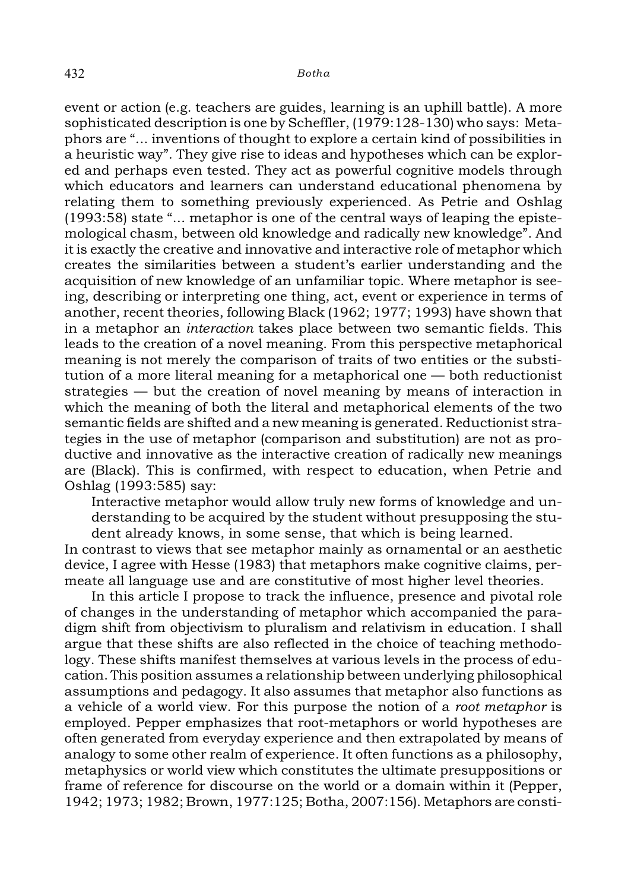event or action (e.g. teachers are guides, learning is an uphill battle). A more sophisticated description is one by Scheffler, (1979:128-130) who says: Metaphors are "... inventions of thought to explore a certain kind of possibilities in a heuristic way". They give rise to ideas and hypotheses which can be explored and perhaps even tested. They act as powerful cognitive models through which educators and learners can understand educational phenomena by relating them to something previously experienced. As Petrie and Oshlag (1993:58) state "... metaphor is one of the central ways of leaping the epistemological chasm, between old knowledge and radically new knowledge". And it is exactly the creative and innovative and interactive role of metaphor which creates the similarities between a student's earlier understanding and the acquisition of new knowledge of an unfamiliar topic. Where metaphor is seeing, describing or interpreting one thing, act, event or experience in terms of another, recent theories, following Black (1962; 1977; 1993) have shown that in a metaphor an *interaction* takes place between two semantic fields. This leads to the creation of a novel meaning. From this perspective metaphorical meaning is not merely the comparison of traits of two entities or the substitution of a more literal meaning for a metaphorical one — both reductionist strategies — but the creation of novel meaning by means of interaction in which the meaning of both the literal and metaphorical elements of the two semantic fields are shifted and a new meaning is generated. Reductionist strategies in the use of metaphor (comparison and substitution) are not as productive and innovative as the interactive creation of radically new meanings are (Black). This is confirmed, with respect to education, when Petrie and Oshlag (1993:585) say:

> Interactive metaphor would allow truly new forms of knowledge and understanding to be acquired by the student without presupposing the student already knows, in some sense, that which is being learned.

In contrast to views that see metaphor mainly as ornamental or an aesthetic device, I agree with Hesse (1983) that metaphors make cognitive claims, permeate all language use and are constitutive of most higher level theories.

In this article I propose to track the influence, presence and pivotal role of changes in the understanding of metaphor which accompanied the paradigm shift from objectivism to pluralism and relativism in education. I shall argue that these shifts are also reflected in the choice of teaching methodology. These shifts manifest themselves at various levels in the process of education. This position assumes a relationship between underlying philosophical assumptions and pedagogy. It also assumes that metaphor also functions as a vehicle of a world view. For this purpose the notion of a *root metaphor* is employed. Pepper emphasizes that root-metaphors or world hypotheses are often generated from everyday experience and then extrapolated by means of analogy to some other realm of experience. It often functions as a philosophy, metaphysics or world view which constitutes the ultimate presuppositions or frame of reference for discourse on the world or a domain within it (Pepper, 1942; 1973; 1982; Brown, 1977:125; Botha, 2007:156). Metaphors are consti-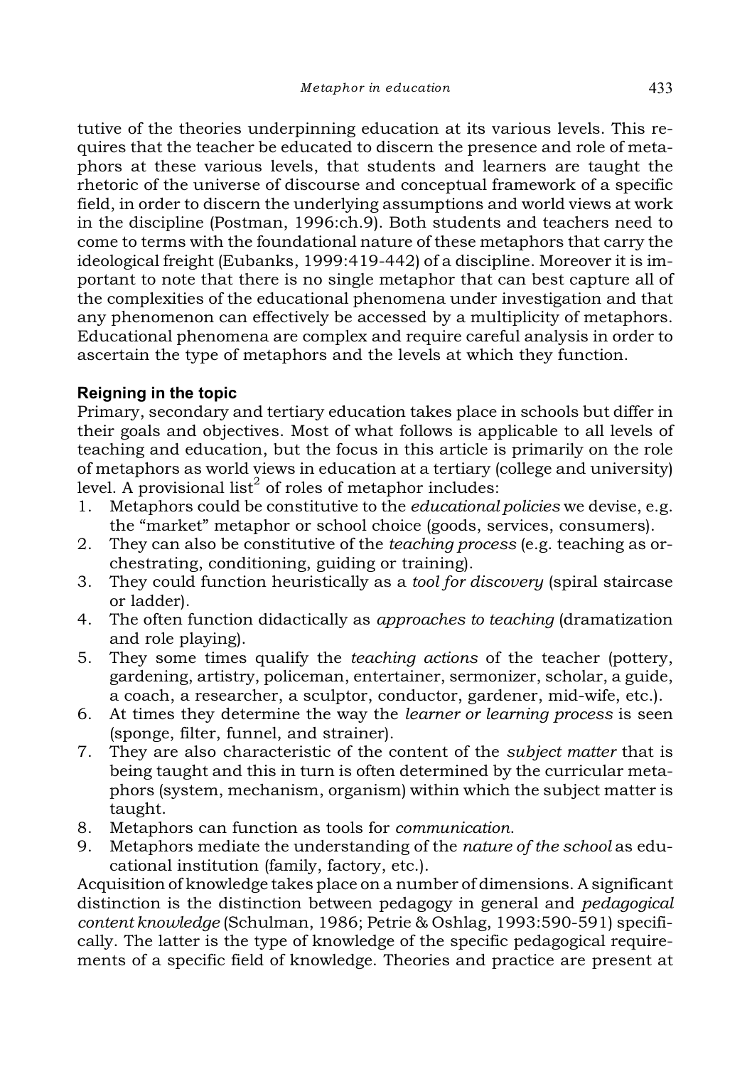tutive of the theories underpinning education at its various levels. This requires that the teacher be educated to discern the presence and role of metaphors at these various levels, that students and learners are taught the rhetoric of the universe of discourse and conceptual framework of a specific field, in order to discern the underlying assumptions and world views at work in the discipline (Postman, 1996:ch.9). Both students and teachers need to come to terms with the foundational nature of these metaphors that carry the ideological freight (Eubanks, 1999:419-442) of a discipline. Moreover it is important to note that there is no single metaphor that can best capture all of the complexities of the educational phenomena under investigation and that any phenomenon can effectively be accessed by a multiplicity of metaphors. Educational phenomena are complex and require careful analysis in order to ascertain the type of metaphors and the levels at which they function.

### Reigning in the topic

Primary, secondary and tertiary education takes place in schools but differ in their goals and objectives. Most of what follows is applicable to all levels of teaching and education, but the focus in this article is primarily on the role of metaphors as world views in education at a tertiary (college and university) level. A provisional list[2] of roles of metaphor includes:

1. Metaphors could be constitutive to the *educational policies* we devise, e.g. the "market" metaphor or school choice (goods, services, consumers).
2. They can also be constitutive of the *teaching process* (e.g. teaching as orchestrating, conditioning, guiding or training).
3. They could function heuristically as a *tool for discovery* (spiral staircase or ladder).
4. The often function didactically as *approaches to teaching* (dramatization and role playing).
5. They some times qualify the *teaching actions* of the teacher (pottery, gardening, artistry, policeman, entertainer, sermonizer, scholar, a guide, a coach, a researcher, a sculptor, conductor, gardener, mid-wife, etc.).
6. At times they determine the way the *learner or learning process* is seen (sponge, filter, funnel, and strainer).
7. They are also characteristic of the content of the *subject matter* that is being taught and this in turn is often determined by the curricular metaphors (system, mechanism, organism) within which the subject matter is taught.
8. Metaphors can function as tools for *communication*.
9. Metaphors mediate the understanding of the *nature of the school* as educational institution (family, factory, etc.).

Acquisition of knowledge takes place on a number of dimensions. A significant distinction is the distinction between pedagogy in general and *pedagogical content knowledge* (Schulman, 1986; Petrie & Oshlag, 1993:590-591) specifically. The latter is the type of knowledge of the specific pedagogical requirements of a specific field of knowledge. Theories and practice are present at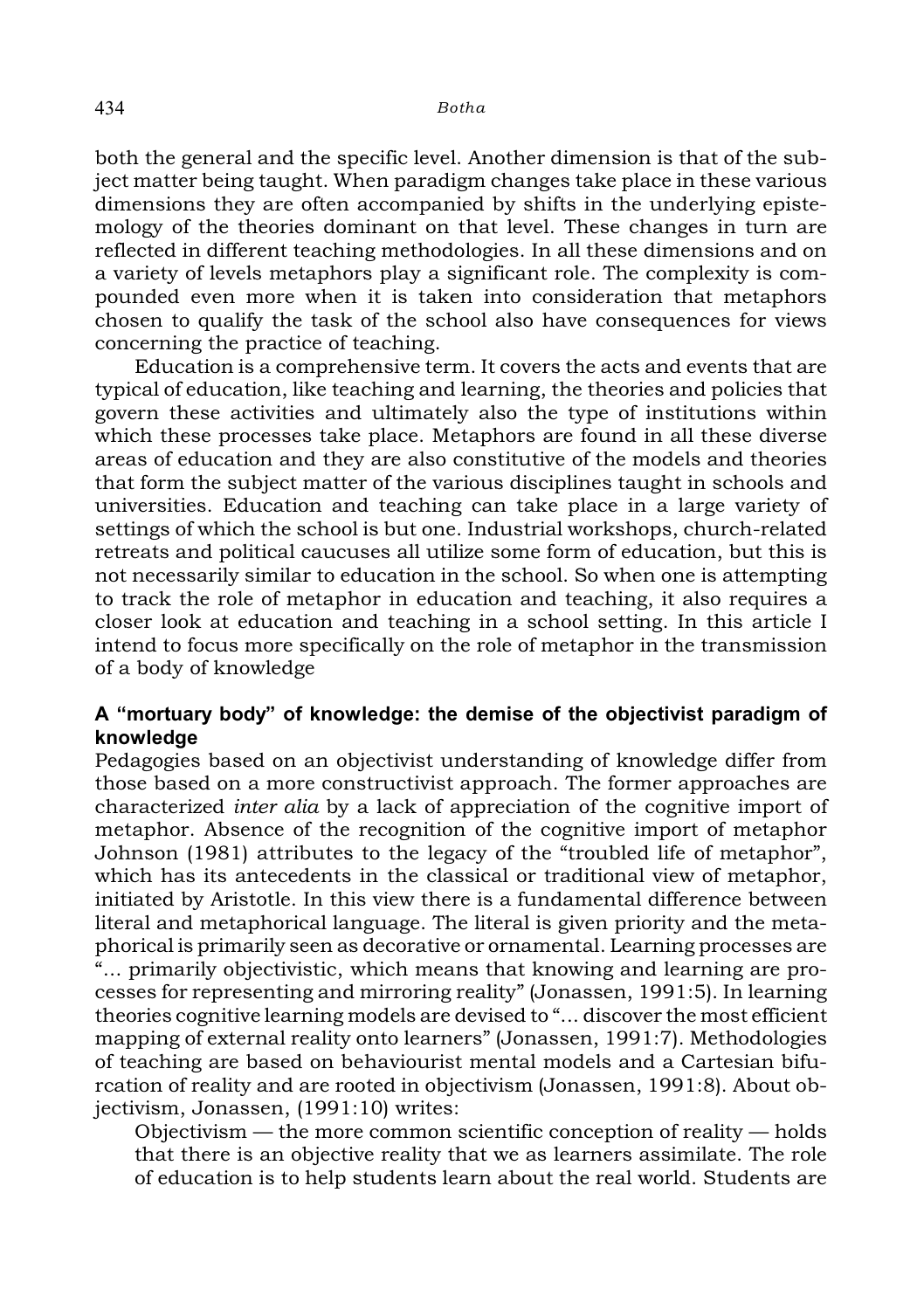both the general and the specific level. Another dimension is that of the subject matter being taught. When paradigm changes take place in these various dimensions they are often accompanied by shifts in the underlying epistemology of the theories dominant on that level. These changes in turn are reflected in different teaching methodologies. In all these dimensions and on a variety of levels metaphors play a significant role. The complexity is compounded even more when it is taken into consideration that metaphors chosen to qualify the task of the school also have consequences for views concerning the practice of teaching.

Education is a comprehensive term. It covers the acts and events that are typical of education, like teaching and learning, the theories and policies that govern these activities and ultimately also the type of institutions within which these processes take place. Metaphors are found in all these diverse areas of education and they are also constitutive of the models and theories that form the subject matter of the various disciplines taught in schools and universities. Education and teaching can take place in a large variety of settings of which the school is but one. Industrial workshops, church-related retreats and political caucuses all utilize some form of education, but this is not necessarily similar to education in the school. So when one is attempting to track the role of metaphor in education and teaching, it also requires a closer look at education and teaching in a school setting. In this article I intend to focus more specifically on the role of metaphor in the transmission of a body of knowledge

## A "mortuary body" of knowledge: the demise of the objectivist paradigm of knowledge

Pedagogies based on an objectivist understanding of knowledge differ from those based on a more constructivist approach. The former approaches are characterized *inter alia* by a lack of appreciation of the cognitive import of metaphor. Absence of the recognition of the cognitive import of metaphor Johnson (1981) attributes to the legacy of the "troubled life of metaphor", which has its antecedents in the classical or traditional view of metaphor, initiated by Aristotle. In this view there is a fundamental difference between literal and metaphorical language. The literal is given priority and the metaphorical is primarily seen as decorative or ornamental. Learning processes are "... primarily objectivistic, which means that knowing and learning are processes for representing and mirroring reality" (Jonassen, 1991:5). In learning theories cognitive learning models are devised to "... discover the most efficient mapping of external reality onto learners" (Jonassen, 1991:7). Methodologies of teaching are based on behaviourist mental models and a Cartesian bifurcation of reality and are rooted in objectivism (Jonassen, 1991:8). About objectivism, Jonassen, (1991:10) writes:

> Objectivism — the more common scientific conception of reality — holds that there is an objective reality that we as learners assimilate. The role of education is to help students learn about the real world. Students are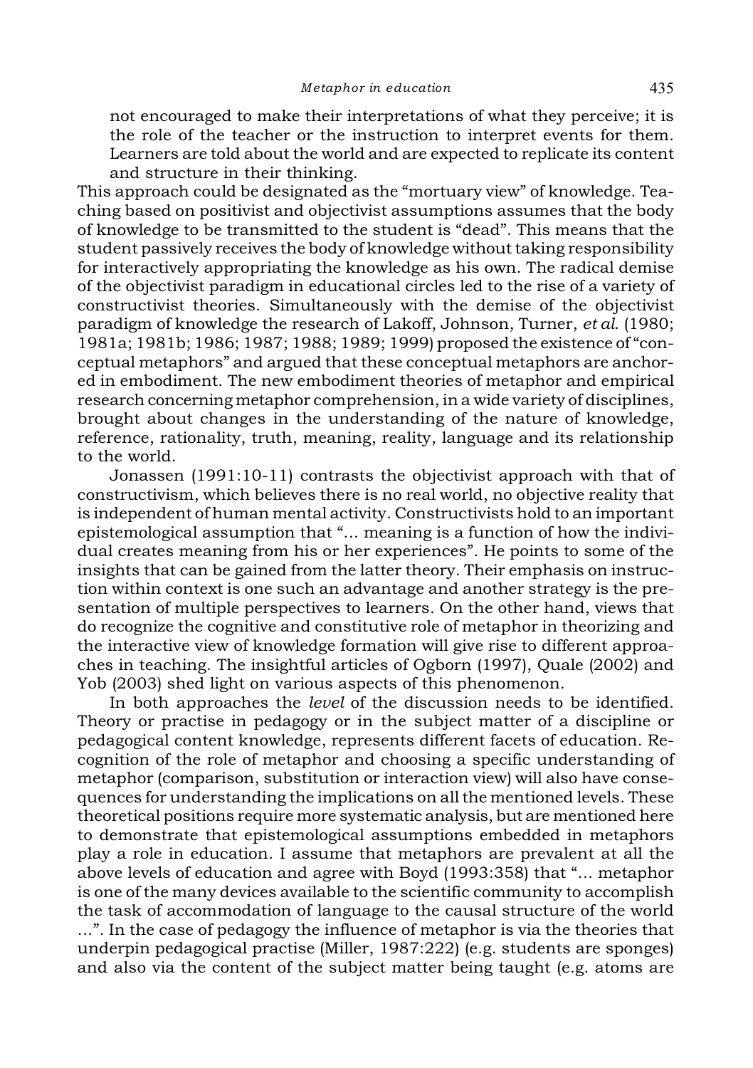not encouraged to make their interpretations of what they perceive; it is the role of the teacher or the instruction to interpret events for them. Learners are told about the world and are expected to replicate its content and structure in their thinking.

This approach could be designated as the "mortuary view" of knowledge. Teaching based on positivist and objectivist assumptions assumes that the body of knowledge to be transmitted to the student is "dead". This means that the student passively receives the body of knowledge without taking responsibility for interactively appropriating the knowledge as his own. The radical demise of the objectivist paradigm in educational circles led to the rise of a variety of constructivist theories. Simultaneously with the demise of the objectivist paradigm of knowledge the research of Lakoff, Johnson, Turner, *et al.* (1980; 1981a; 1981b; 1986; 1987; 1988; 1989; 1999) proposed the existence of "conceptual metaphors" and argued that these conceptual metaphors are anchored in embodiment. The new embodiment theories of metaphor and empirical research concerning metaphor comprehension, in a wide variety of disciplines, brought about changes in the understanding of the nature of knowledge, reference, rationality, truth, meaning, reality, language and its relationship to the world.

Jonassen (1991:10-11) contrasts the objectivist approach with that of constructivism, which believes there is no real world, no objective reality that is independent of human mental activity. Constructivists hold to an important epistemological assumption that "... meaning is a function of how the individual creates meaning from his or her experiences". He points to some of the insights that can be gained from the latter theory. Their emphasis on instruction within context is one such an advantage and another strategy is the presentation of multiple perspectives to learners. On the other hand, views that do recognize the cognitive and constitutive role of metaphor in theorizing and the interactive view of knowledge formation will give rise to different approaches in teaching. The insightful articles of Ogborn (1997), Quale (2002) and Yob (2003) shed light on various aspects of this phenomenon.

In both approaches the *level* of the discussion needs to be identified. Theory or practise in pedagogy or in the subject matter of a discipline or pedagogical content knowledge, represents different facets of education. Recognition of the role of metaphor and choosing a specific understanding of metaphor (comparison, substitution or interaction view) will also have consequences for understanding the implications on all the mentioned levels. These theoretical positions require more systematic analysis, but are mentioned here to demonstrate that epistemological assumptions embedded in metaphors play a role in education. I assume that metaphors are prevalent at all the above levels of education and agree with Boyd (1993:358) that "... metaphor is one of the many devices available to the scientific community to accomplish the task of accommodation of language to the causal structure of the world ...". In the case of pedagogy the influence of metaphor is via the theories that underpin pedagogical practise (Miller, 1987:222) (e.g. students are sponges) and also via the content of the subject matter being taught (e.g. atoms are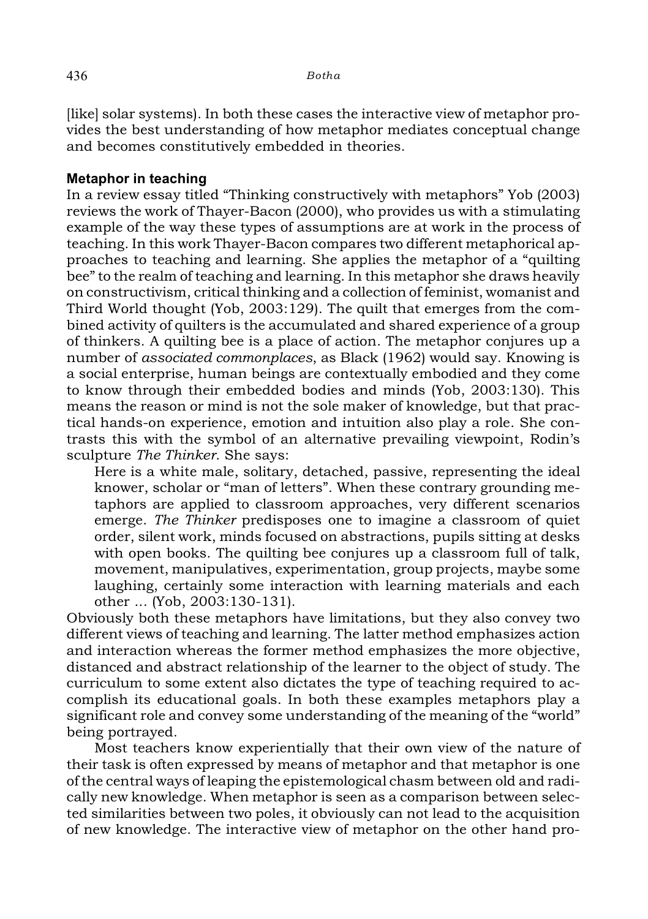[like] solar systems). In both these cases the interactive view of metaphor provides the best understanding of how metaphor mediates conceptual change and becomes constitutively embedded in theories.

### Metaphor in teaching

In a review essay titled "Thinking constructively with metaphors" Yob (2003) reviews the work of Thayer-Bacon (2000), who provides us with a stimulating example of the way these types of assumptions are at work in the process of teaching. In this work Thayer-Bacon compares two different metaphorical approaches to teaching and learning. She applies the metaphor of a "quilting bee" to the realm of teaching and learning. In this metaphor she draws heavily on constructivism, critical thinking and a collection of feminist, womanist and Third World thought (Yob, 2003:129). The quilt that emerges from the combined activity of quilters is the accumulated and shared experience of a group of thinkers. A quilting bee is a place of action. The metaphor conjures up a number of *associated commonplaces*, as Black (1962) would say. Knowing is a social enterprise, human beings are contextually embodied and they come to know through their embedded bodies and minds (Yob, 2003:130). This means the reason or mind is not the sole maker of knowledge, but that practical hands-on experience, emotion and intuition also play a role. She contrasts this with the symbol of an alternative prevailing viewpoint, Rodin's sculpture *The Thinker*. She says:

> Here is a white male, solitary, detached, passive, representing the ideal knower, scholar or "man of letters". When these contrary grounding metaphors are applied to classroom approaches, very different scenarios emerge. *The Thinker* predisposes one to imagine a classroom of quiet order, silent work, minds focused on abstractions, pupils sitting at desks with open books. The quilting bee conjures up a classroom full of talk, movement, manipulatives, experimentation, group projects, maybe some laughing, certainly some interaction with learning materials and each other ... (Yob, 2003:130-131).

Obviously both these metaphors have limitations, but they also convey two different views of teaching and learning. The latter method emphasizes action and interaction whereas the former method emphasizes the more objective, distanced and abstract relationship of the learner to the object of study. The curriculum to some extent also dictates the type of teaching required to accomplish its educational goals. In both these examples metaphors play a significant role and convey some understanding of the meaning of the "world" being portrayed.

Most teachers know experientially that their own view of the nature of their task is often expressed by means of metaphor and that metaphor is one of the central ways of leaping the epistemological chasm between old and radically new knowledge. When metaphor is seen as a comparison between selected similarities between two poles, it obviously can not lead to the acquisition of new knowledge. The interactive view of metaphor on the other hand pro-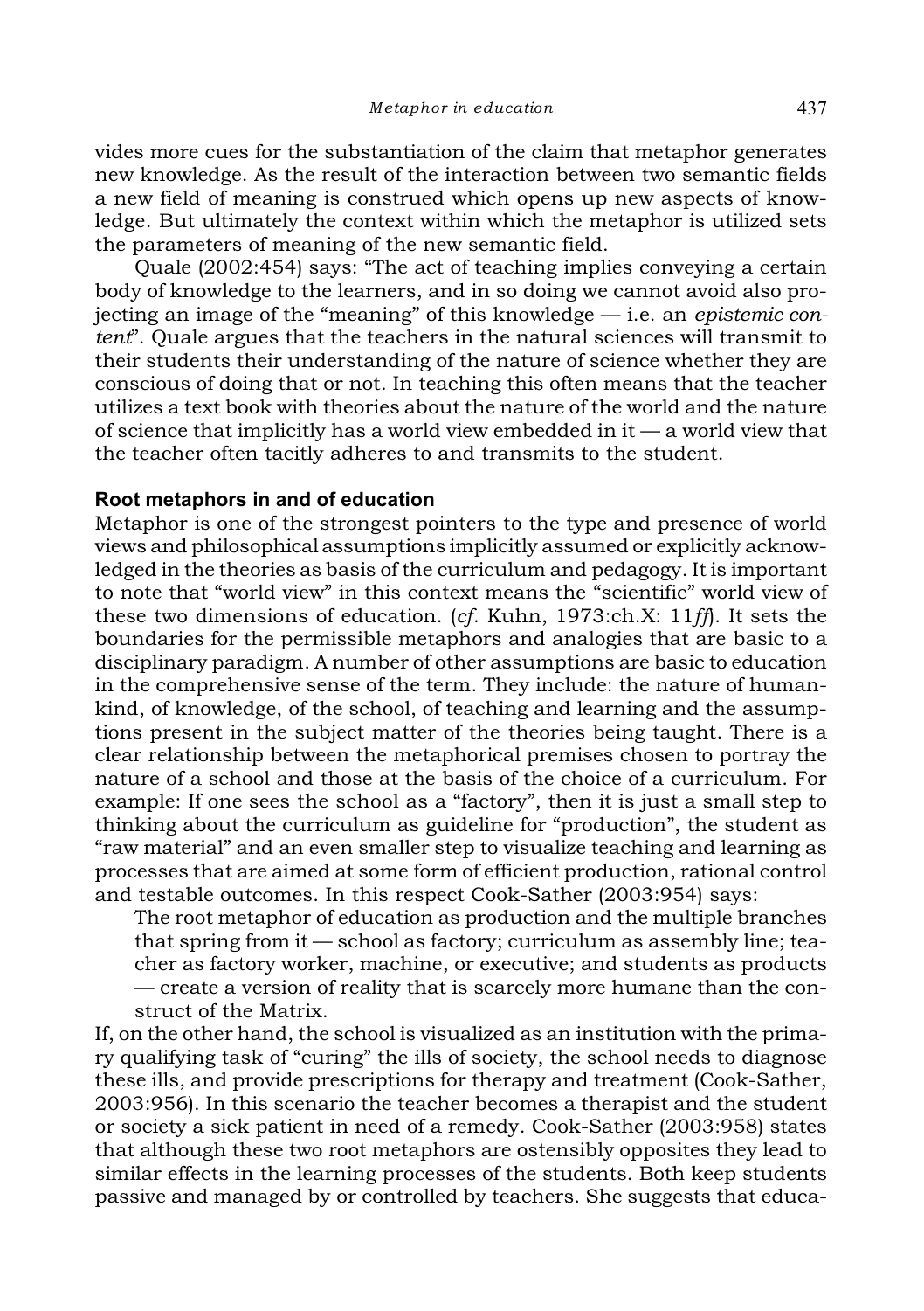vides more cues for the substantiation of the claim that metaphor generates new knowledge. As the result of the interaction between two semantic fields a new field of meaning is construed which opens up new aspects of knowledge. But ultimately the context within which the metaphor is utilized sets the parameters of meaning of the new semantic field.

Quale (2002:454) says: "The act of teaching implies conveying a certain body of knowledge to the learners, and in so doing we cannot avoid also projecting an image of the "meaning" of this knowledge — i.e. an *epistemic content*". Quale argues that the teachers in the natural sciences will transmit to their students their understanding of the nature of science whether they are conscious of doing that or not. In teaching this often means that the teacher utilizes a text book with theories about the nature of the world and the nature of science that implicitly has a world view embedded in it — a world view that the teacher often tacitly adheres to and transmits to the student.

## Root metaphors in and of education

Metaphor is one of the strongest pointers to the type and presence of world views and philosophical assumptions implicitly assumed or explicitly acknowledged in the theories as basis of the curriculum and pedagogy. It is important to note that "world view" in this context means the "scientific" world view of these two dimensions of education. (*cf*. Kuhn, 1973:ch.X: 11*ff*). It sets the boundaries for the permissible metaphors and analogies that are basic to a disciplinary paradigm. A number of other assumptions are basic to education in the comprehensive sense of the term. They include: the nature of humankind, of knowledge, of the school, of teaching and learning and the assumptions present in the subject matter of the theories being taught. There is a clear relationship between the metaphorical premises chosen to portray the nature of a school and those at the basis of the choice of a curriculum. For example: If one sees the school as a "factory", then it is just a small step to thinking about the curriculum as guideline for "production", the student as "raw material" and an even smaller step to visualize teaching and learning as processes that are aimed at some form of efficient production, rational control and testable outcomes. In this respect Cook-Sather (2003:954) says:

> The root metaphor of education as production and the multiple branches that spring from it — school as factory; curriculum as assembly line; teacher as factory worker, machine, or executive; and students as products — create a version of reality that is scarcely more humane than the construct of the Matrix.

If, on the other hand, the school is visualized as an institution with the primary qualifying task of "curing" the ills of society, the school needs to diagnose these ills, and provide prescriptions for therapy and treatment (Cook-Sather, 2003:956). In this scenario the teacher becomes a therapist and the student or society a sick patient in need of a remedy. Cook-Sather (2003:958) states that although these two root metaphors are ostensibly opposites they lead to similar effects in the learning processes of the students. Both keep students passive and managed by or controlled by teachers. She suggests that educa-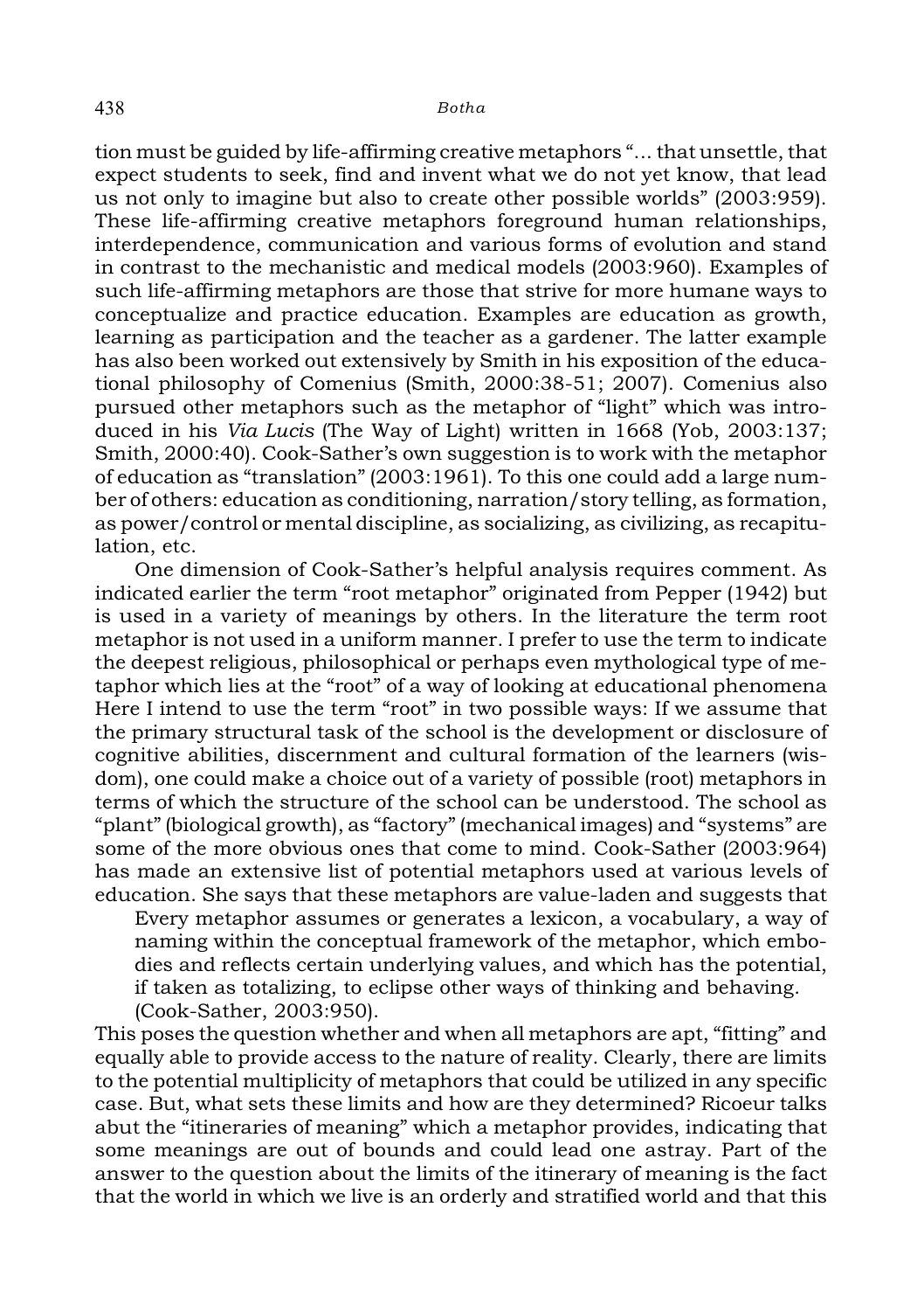tion must be guided by life-affirming creative metaphors "... that unsettle, that expect students to seek, find and invent what we do not yet know, that lead us not only to imagine but also to create other possible worlds" (2003:959). These life-affirming creative metaphors foreground human relationships, interdependence, communication and various forms of evolution and stand in contrast to the mechanistic and medical models (2003:960). Examples of such life-affirming metaphors are those that strive for more humane ways to conceptualize and practice education. Examples are education as growth, learning as participation and the teacher as a gardener. The latter example has also been worked out extensively by Smith in his exposition of the educational philosophy of Comenius (Smith, 2000:38-51; 2007). Comenius also pursued other metaphors such as the metaphor of "light" which was introduced in his *Via Lucis* (The Way of Light) written in 1668 (Yob, 2003:137; Smith, 2000:40). Cook-Sather's own suggestion is to work with the metaphor of education as "translation" (2003:1961). To this one could add a large number of others: education as conditioning, narration/story telling, as formation, as power/control or mental discipline, as socializing, as civilizing, as recapitulation, etc.

One dimension of Cook-Sather's helpful analysis requires comment. As indicated earlier the term "root metaphor" originated from Pepper (1942) but is used in a variety of meanings by others. In the literature the term root metaphor is not used in a uniform manner. I prefer to use the term to indicate the deepest religious, philosophical or perhaps even mythological type of metaphor which lies at the "root" of a way of looking at educational phenomena Here I intend to use the term "root" in two possible ways: If we assume that the primary structural task of the school is the development or disclosure of cognitive abilities, discernment and cultural formation of the learners (wisdom), one could make a choice out of a variety of possible (root) metaphors in terms of which the structure of the school can be understood. The school as "plant" (biological growth), as "factory" (mechanical images) and "systems" are some of the more obvious ones that come to mind. Cook-Sather (2003:964) has made an extensive list of potential metaphors used at various levels of education. She says that these metaphors are value-laden and suggests that

> Every metaphor assumes or generates a lexicon, a vocabulary, a way of naming within the conceptual framework of the metaphor, which embodies and reflects certain underlying values, and which has the potential, if taken as totalizing, to eclipse other ways of thinking and behaving. (Cook-Sather, 2003:950).

This poses the question whether and when all metaphors are apt, "fitting" and equally able to provide access to the nature of reality. Clearly, there are limits to the potential multiplicity of metaphors that could be utilized in any specific case. But, what sets these limits and how are they determined? Ricoeur talks abut the "itineraries of meaning" which a metaphor provides, indicating that some meanings are out of bounds and could lead one astray. Part of the answer to the question about the limits of the itinerary of meaning is the fact that the world in which we live is an orderly and stratified world and that this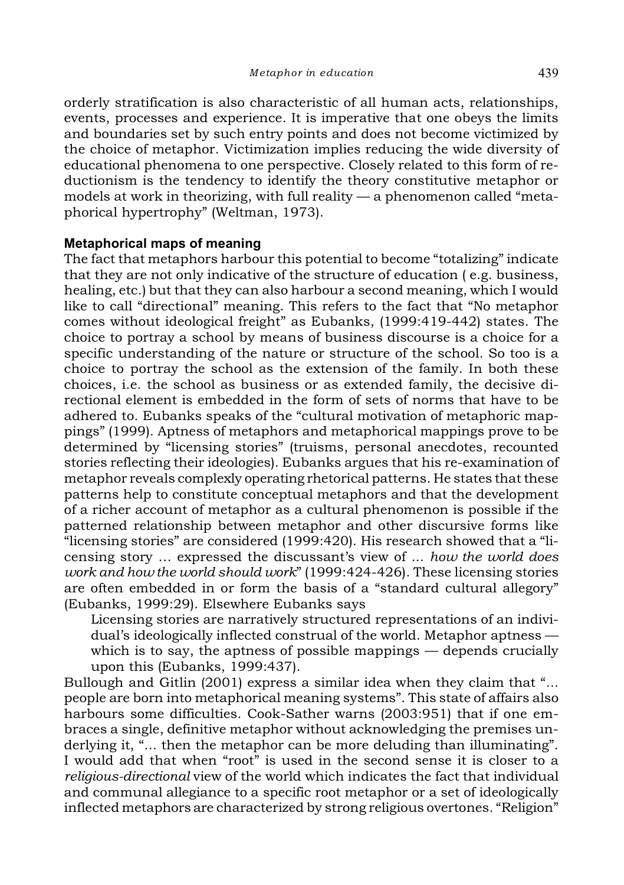orderly stratification is also characteristic of all human acts, relationships, events, processes and experience. It is imperative that one obeys the limits and boundaries set by such entry points and does not become victimized by the choice of metaphor. Victimization implies reducing the wide diversity of educational phenomena to one perspective. Closely related to this form of reductionism is the tendency to identify the theory constitutive metaphor or models at work in theorizing, with full reality — a phenomenon called "metaphorical hypertrophy" (Weltman, 1973).

### Metaphorical maps of meaning

The fact that metaphors harbour this potential to become "totalizing" indicate that they are not only indicative of the structure of education ( e.g. business, healing, etc.) but that they can also harbour a second meaning, which I would like to call "directional" meaning. This refers to the fact that "No metaphor comes without ideological freight" as Eubanks, (1999:419-442) states. The choice to portray a school by means of business discourse is a choice for a specific understanding of the nature or structure of the school. So too is a choice to portray the school as the extension of the family. In both these choices, i.e. the school as business or as extended family, the decisive directional element is embedded in the form of sets of norms that have to be adhered to. Eubanks speaks of the "cultural motivation of metaphoric mappings" (1999). Aptness of metaphors and metaphorical mappings prove to be determined by "licensing stories" (truisms, personal anecdotes, recounted stories reflecting their ideologies). Eubanks argues that his re-examination of metaphor reveals complexly operating rhetorical patterns. He states that these patterns help to constitute conceptual metaphors and that the development of a richer account of metaphor as a cultural phenomenon is possible if the patterned relationship between metaphor and other discursive forms like "licensing stories" are considered (1999:420). His research showed that a "licensing story ... expressed the discussant's view of ... *how the world does work and how the world should work*" (1999:424-426). These licensing stories are often embedded in or form the basis of a "standard cultural allegory" (Eubanks, 1999:29). Elsewhere Eubanks says

> Licensing stories are narratively structured representations of an individual's ideologically inflected construal of the world. Metaphor aptness — which is to say, the aptness of possible mappings — depends crucially upon this (Eubanks, 1999:437).

Bullough and Gitlin (2001) express a similar idea when they claim that "... people are born into metaphorical meaning systems". This state of affairs also harbours some difficulties. Cook-Sather warns (2003:951) that if one embraces a single, definitive metaphor without acknowledging the premises underlying it, "... then the metaphor can be more deluding than illuminating". I would add that when "root" is used in the second sense it is closer to a *religious-directional* view of the world which indicates the fact that individual and communal allegiance to a specific root metaphor or a set of ideologically inflected metaphors are characterized by strong religious overtones. "Religion"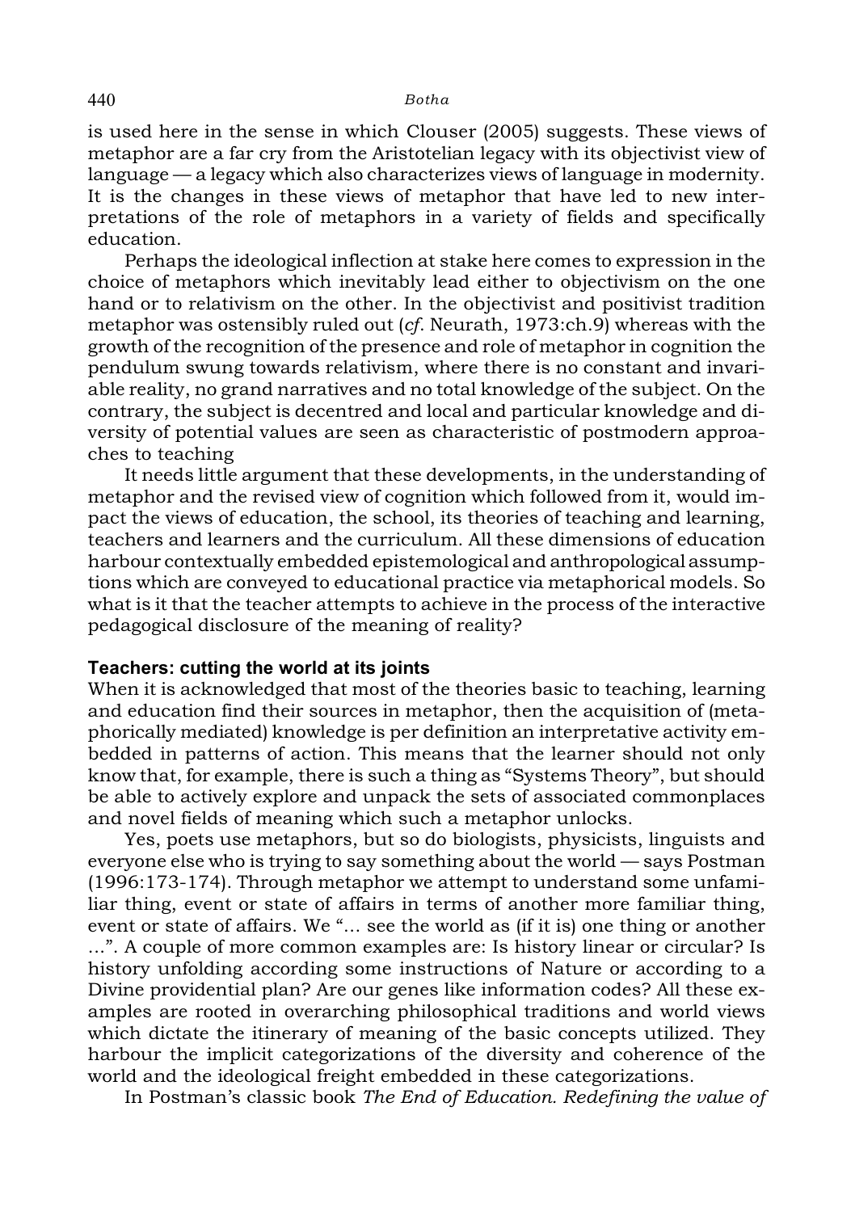is used here in the sense in which Clouser (2005) suggests. These views of metaphor are a far cry from the Aristotelian legacy with its objectivist view of language — a legacy which also characterizes views of language in modernity. It is the changes in these views of metaphor that have led to new interpretations of the role of metaphors in a variety of fields and specifically education.

Perhaps the ideological inflection at stake here comes to expression in the choice of metaphors which inevitably lead either to objectivism on the one hand or to relativism on the other. In the objectivist and positivist tradition metaphor was ostensibly ruled out (*cf*. Neurath, 1973:ch.9) whereas with the growth of the recognition of the presence and role of metaphor in cognition the pendulum swung towards relativism, where there is no constant and invariable reality, no grand narratives and no total knowledge of the subject. On the contrary, the subject is decentred and local and particular knowledge and diversity of potential values are seen as characteristic of postmodern approaches to teaching

It needs little argument that these developments, in the understanding of metaphor and the revised view of cognition which followed from it, would impact the views of education, the school, its theories of teaching and learning, teachers and learners and the curriculum. All these dimensions of education harbour contextually embedded epistemological and anthropological assumptions which are conveyed to educational practice via metaphorical models. So what is it that the teacher attempts to achieve in the process of the interactive pedagogical disclosure of the meaning of reality?

**Teachers: cutting the world at its joints**

When it is acknowledged that most of the theories basic to teaching, learning and education find their sources in metaphor, then the acquisition of (metaphorically mediated) knowledge is per definition an interpretative activity embedded in patterns of action. This means that the learner should not only know that, for example, there is such a thing as "Systems Theory", but should be able to actively explore and unpack the sets of associated commonplaces and novel fields of meaning which such a metaphor unlocks.

Yes, poets use metaphors, but so do biologists, physicists, linguists and everyone else who is trying to say something about the world — says Postman (1996:173-174). Through metaphor we attempt to understand some unfamiliar thing, event or state of affairs in terms of another more familiar thing, event or state of affairs. We "... see the world as (if it is) one thing or another ...". A couple of more common examples are: Is history linear or circular? Is history unfolding according some instructions of Nature or according to a Divine providential plan? Are our genes like information codes? All these examples are rooted in overarching philosophical traditions and world views which dictate the itinerary of meaning of the basic concepts utilized. They harbour the implicit categorizations of the diversity and coherence of the world and the ideological freight embedded in these categorizations.

In Postman's classic book *The End of Education. Redefining the value of*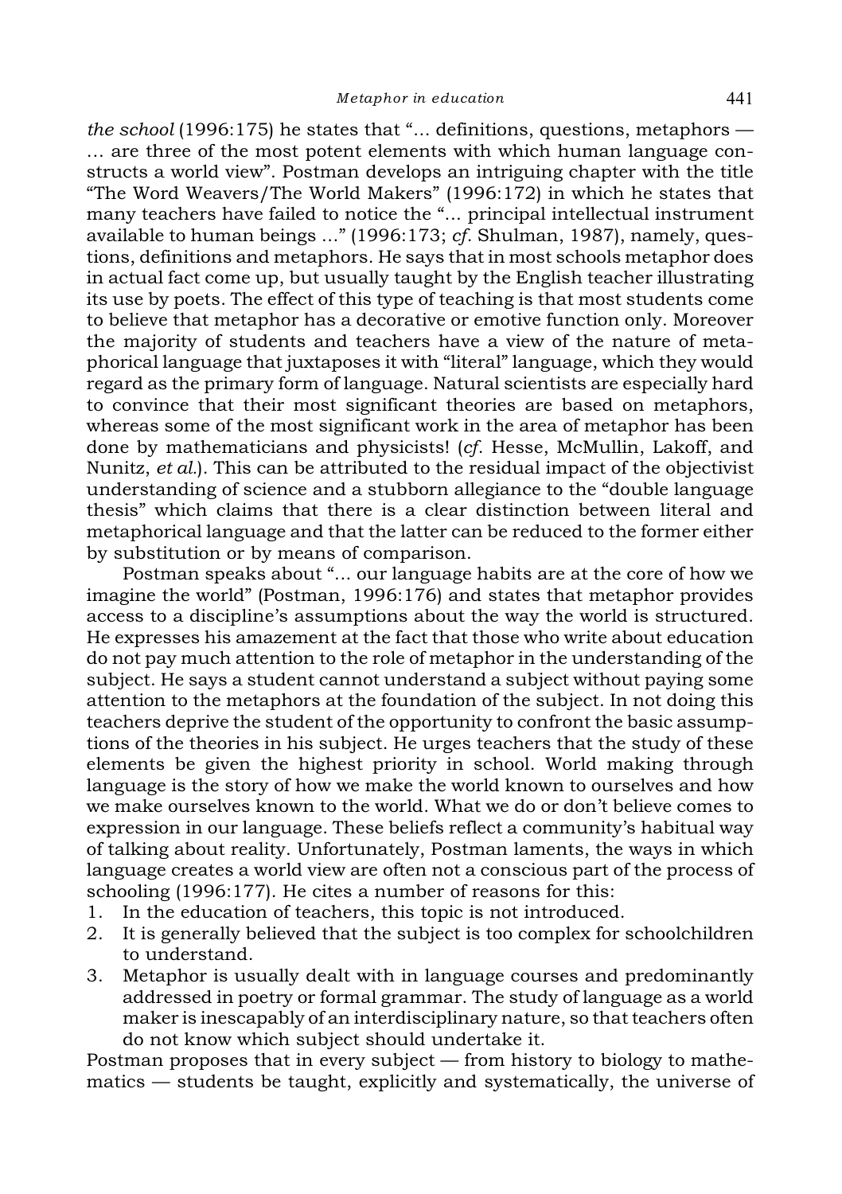*the school* (1996:175) he states that "... definitions, questions, metaphors — ... are three of the most potent elements with which human language constructs a world view". Postman develops an intriguing chapter with the title "The Word Weavers/The World Makers" (1996:172) in which he states that many teachers have failed to notice the "... principal intellectual instrument available to human beings ..." (1996:173; *cf*. Shulman, 1987), namely, questions, definitions and metaphors. He says that in most schools metaphor does in actual fact come up, but usually taught by the English teacher illustrating its use by poets. The effect of this type of teaching is that most students come to believe that metaphor has a decorative or emotive function only. Moreover the majority of students and teachers have a view of the nature of metaphorical language that juxtaposes it with "literal" language, which they would regard as the primary form of language. Natural scientists are especially hard to convince that their most significant theories are based on metaphors, whereas some of the most significant work in the area of metaphor has been done by mathematicians and physicists! (*cf*. Hesse, McMullin, Lakoff, and Nunitz, *et al*.). This can be attributed to the residual impact of the objectivist understanding of science and a stubborn allegiance to the "double language thesis" which claims that there is a clear distinction between literal and metaphorical language and that the latter can be reduced to the former either by substitution or by means of comparison.

Postman speaks about "... our language habits are at the core of how we imagine the world" (Postman, 1996:176) and states that metaphor provides access to a discipline's assumptions about the way the world is structured. He expresses his amazement at the fact that those who write about education do not pay much attention to the role of metaphor in the understanding of the subject. He says a student cannot understand a subject without paying some attention to the metaphors at the foundation of the subject. In not doing this teachers deprive the student of the opportunity to confront the basic assumptions of the theories in his subject. He urges teachers that the study of these elements be given the highest priority in school. World making through language is the story of how we make the world known to ourselves and how we make ourselves known to the world. What we do or don't believe comes to expression in our language. These beliefs reflect a community's habitual way of talking about reality. Unfortunately, Postman laments, the ways in which language creates a world view are often not a conscious part of the process of schooling (1996:177). He cites a number of reasons for this:

1. In the education of teachers, this topic is not introduced.
2. It is generally believed that the subject is too complex for schoolchildren to understand.
3. Metaphor is usually dealt with in language courses and predominantly addressed in poetry or formal grammar. The study of language as a world maker is inescapably of an interdisciplinary nature, so that teachers often do not know which subject should undertake it.

Postman proposes that in every subject — from history to biology to mathematics — students be taught, explicitly and systematically, the universe of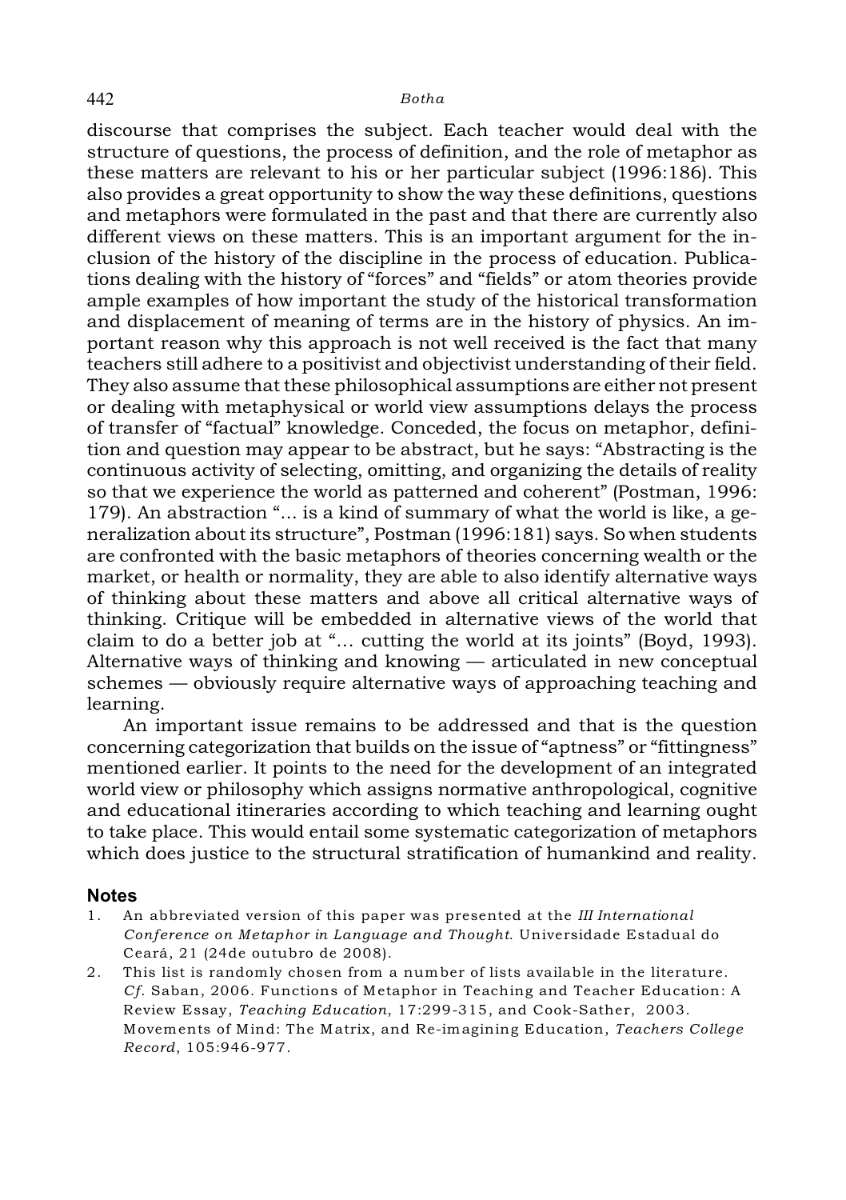discourse that comprises the subject. Each teacher would deal with the structure of questions, the process of definition, and the role of metaphor as these matters are relevant to his or her particular subject (1996:186). This also provides a great opportunity to show the way these definitions, questions and metaphors were formulated in the past and that there are currently also different views on these matters. This is an important argument for the inclusion of the history of the discipline in the process of education. Publications dealing with the history of "forces" and "fields" or atom theories provide ample examples of how important the study of the historical transformation and displacement of meaning of terms are in the history of physics. An important reason why this approach is not well received is the fact that many teachers still adhere to a positivist and objectivist understanding of their field. They also assume that these philosophical assumptions are either not present or dealing with metaphysical or world view assumptions delays the process of transfer of "factual" knowledge. Conceded, the focus on metaphor, definition and question may appear to be abstract, but he says: "Abstracting is the continuous activity of selecting, omitting, and organizing the details of reality so that we experience the world as patterned and coherent" (Postman, 1996: 179). An abstraction "... is a kind of summary of what the world is like, a generalization about its structure", Postman (1996:181) says. So when students are confronted with the basic metaphors of theories concerning wealth or the market, or health or normality, they are able to also identify alternative ways of thinking about these matters and above all critical alternative ways of thinking. Critique will be embedded in alternative views of the world that claim to do a better job at "... cutting the world at its joints" (Boyd, 1993). Alternative ways of thinking and knowing — articulated in new conceptual schemes — obviously require alternative ways of approaching teaching and learning.

An important issue remains to be addressed and that is the question concerning categorization that builds on the issue of "aptness" or "fittingness" mentioned earlier. It points to the need for the development of an integrated world view or philosophy which assigns normative anthropological, cognitive and educational itineraries according to which teaching and learning ought to take place. This would entail some systematic categorization of metaphors which does justice to the structural stratification of humankind and reality.

## Notes

1. An abbreviated version of this paper was presented at the *III International Conference on Metaphor in Language and Thought*. Universidade Estadual do Ceará, 21 (24de outubro de 2008).
2. This list is randomly chosen from a number of lists available in the literature. *Cf*. Saban, 2006. Functions of Metaphor in Teaching and Teacher Education: A Review Essay, *Teaching Education*, 17:299-315, and Cook-Sather, 2003. Movements of Mind: The Matrix, and Re-imagining Education, *Teachers College Record*, 105:946-977.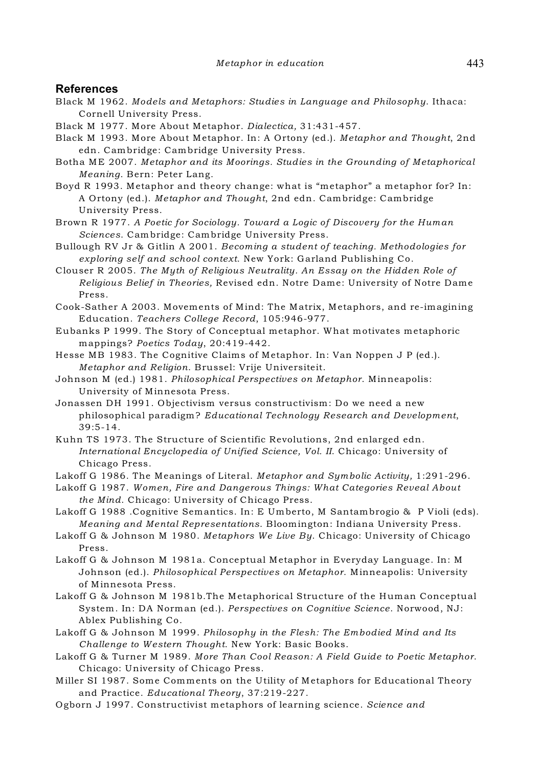## References

Black M 1962. *Models and Metaphors: Studies in Language and Philosophy*. Ithaca: Cornell University Press.

Black M 1977. More About Metaphor. *Dialectica,* 31:431-457.

Black M 1993. More About Metaphor. In: A Ortony (ed.). *Metaphor and Thought*, 2nd edn. Cambridge: Cambridge University Press.

Botha ME 2007. *Metaphor and its Moorings. Studies in the Grounding of Metaphorical Meaning*. Bern: Peter Lang.

Boyd R 1993. Metaphor and theory change: what is "metaphor" a metaphor for? In: A Ortony (ed.). *Metaphor and Thought*, 2nd edn. Cambridge: Cambridge University Press.

Brown R 1977. *A Poetic for Sociology. Toward a Logic of Discovery for the Human Sciences*. Cambridge: Cambridge University Press.

Bullough RV Jr & Gitlin A 2001. *Becoming a student of teaching. Methodologies for exploring self and school context*. New York: Garland Publishing Co.

Clouser R 2005. *The Myth of Religious Neutrality. An Essay on the Hidden Role of Religious Belief in Theories,* Revised edn. Notre Dame: University of Notre Dame Press.

Cook-Sather A 2003. Movements of Mind: The Matrix, Metaphors, and re-imagining Education. *Teachers College Record*, 105:946-977.

Eubanks P 1999. The Story of Conceptual metaphor. What motivates metaphoric mappings? *Poetics Today*, 20:419-442.

Hesse MB 1983. The Cognitive Claims of Metaphor. In: Van Noppen J P (ed.). *Metaphor and Religion*. Brussel: Vrije Universiteit.

Johnson M (ed.) 1981. *Philosophical Perspectives on Metaphor*. Minneapolis: University of Minnesota Press.

Jonassen DH 1991. Objectivism versus constructivism: Do we need a new philosophical paradigm? *Educational Technology Research and Development*, 39:5-14.

Kuhn TS 1973. The Structure of Scientific Revolutions, 2nd enlarged edn. *International Encyclopedia of Unified Science, Vol. II*. Chicago: University of Chicago Press.

Lakoff G 1986. The Meanings of Literal. *Metaphor and Symbolic Activity,* 1:291-296.

Lakoff G 1987. *Women, Fire and Dangerous Things: What Categories Reveal About the Mind*. Chicago: University of Chicago Press.

Lakoff G 1988 .Cognitive Semantics. In: E Umberto, M Santambrogio & P Violi (eds). *Meaning and Mental Representations*. Bloomington: Indiana University Press.

Lakoff G & Johnson M 1980. *Metaphors We Live By*. Chicago: University of Chicago Press.

Lakoff G & Johnson M 1981a. Conceptual Metaphor in Everyday Language. In: M Johnson (ed.). *Philosophical Perspectives on Metaphor*. Minneapolis: University of Minnesota Press.

Lakoff G & Johnson M 1981b.The Metaphorical Structure of the Human Conceptual System. In: DA Norman (ed.). *Perspectives on Cognitive Science*. Norwood, NJ: Ablex Publishing Co.

Lakoff G & Johnson M 1999. *Philosophy in the Flesh: The Embodied Mind and Its Challenge to Western Thought*. New York: Basic Books.

Lakoff G & Turner M 1989. *More Than Cool Reason: A Field Guide to Poetic Metaphor*. Chicago: University of Chicago Press.

Miller SI 1987. Some Comments on the Utility of Metaphors for Educational Theory and Practice. *Educational Theory*, 37:219-227.

Ogborn J 1997. Constructivist metaphors of learning science. *Science and*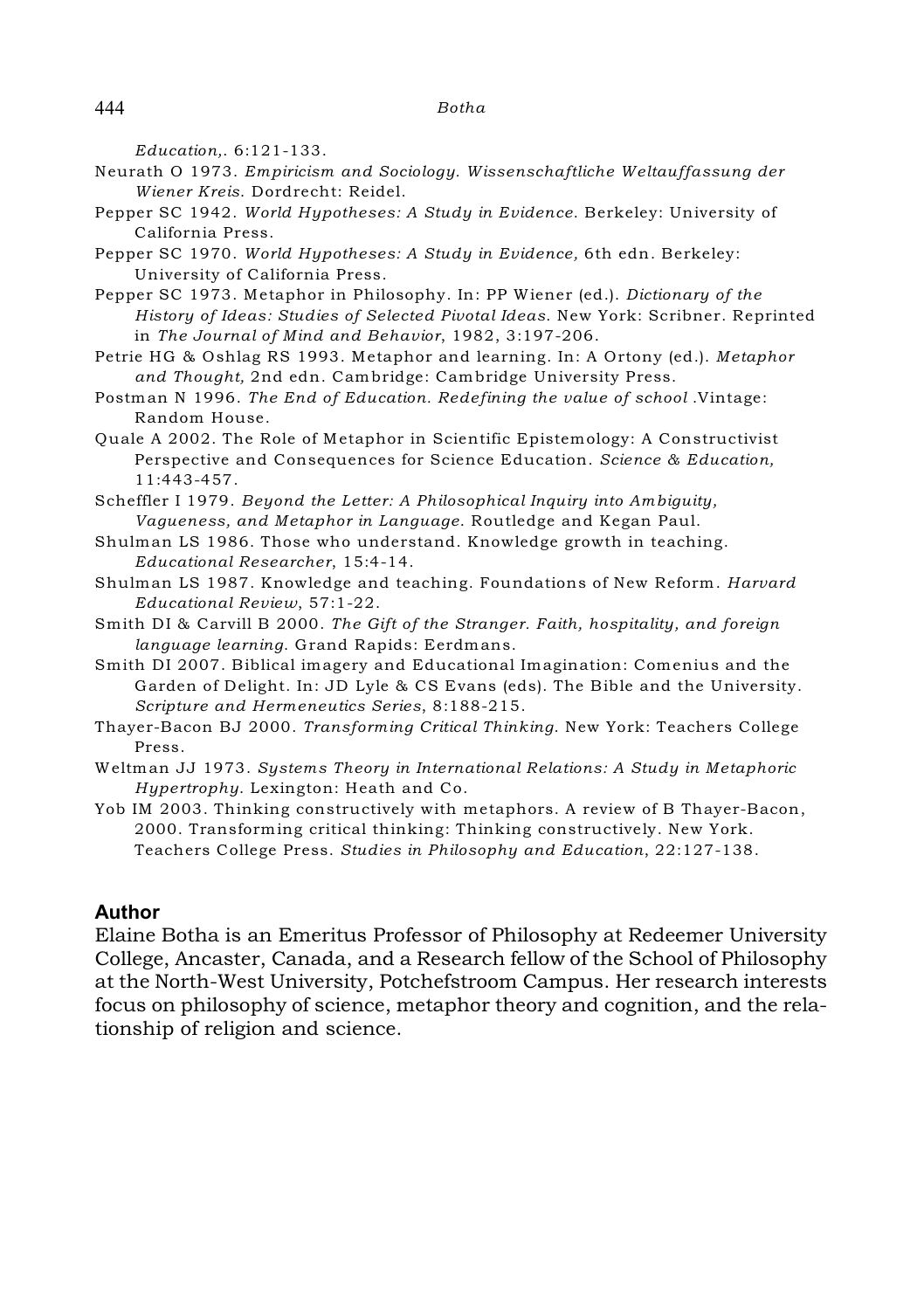*Education*,. 6:121-133.

Neurath O 1973. *Empiricism and Sociology. Wissenschaftliche Weltauffassung der Wiener Kreis.* Dordrecht: Reidel.

Pepper SC 1942. *World Hypotheses: A Study in Evidence*. Berkeley: University of California Press.

Pepper SC 1970. *World Hypotheses: A Study in Evidence,* 6th edn. Berkeley: University of California Press.

Pepper SC 1973. Metaphor in Philosophy. In: PP Wiener (ed.). *Dictionary of the History of Ideas: Studies of Selected Pivotal Ideas*. New York: Scribner. Reprinted in *The Journal of Mind and Behavior*, 1982, 3:197-206.

Petrie HG & Oshlag RS 1993. Metaphor and learning. In: A Ortony (ed.). *Metaphor and Thought,* 2nd edn. Cambridge: Cambridge University Press.

Postman N 1996. *The End of Education. Redefining the value of school* .Vintage: Random House.

Quale A 2002. The Role of Metaphor in Scientific Epistemology: A Constructivist Perspective and Consequences for Science Education. *Science & Education,* 11:443-457.

Scheffler I 1979. *Beyond the Letter: A Philosophical Inquiry into Ambiguity, Vagueness, and Metaphor in Language*. Routledge and Kegan Paul.

Shulman LS 1986. Those who understand. Knowledge growth in teaching. *Educational Researcher*, 15:4-14.

Shulman LS 1987. Knowledge and teaching. Foundations of New Reform. *Harvard Educational Review*, 57:1-22.

Smith DI & Carvill B 2000. *The Gift of the Stranger. Faith, hospitality, and foreign language learning*. Grand Rapids: Eerdmans.

Smith DI 2007. Biblical imagery and Educational Imagination: Comenius and the Garden of Delight. In: JD Lyle & CS Evans (eds). The Bible and the University. *Scripture and Hermeneutics Series*, 8:188-215.

Thayer-Bacon BJ 2000. *Transforming Critical Thinking*. New York: Teachers College Press.

Weltman JJ 1973. *Systems Theory in International Relations: A Study in Metaphoric Hypertrophy*. Lexington: Heath and Co.

Yob IM 2003. Thinking constructively with metaphors. A review of B Thayer-Bacon, 2000. Transforming critical thinking: Thinking constructively. New York. Teachers College Press. *Studies in Philosophy and Education*, 22:127-138.

## Author

Elaine Botha is an Emeritus Professor of Philosophy at Redeemer University College, Ancaster, Canada, and a Research fellow of the School of Philosophy at the North-West University, Potchefstroom Campus. Her research interests focus on philosophy of science, metaphor theory and cognition, and the relationship of religion and science.